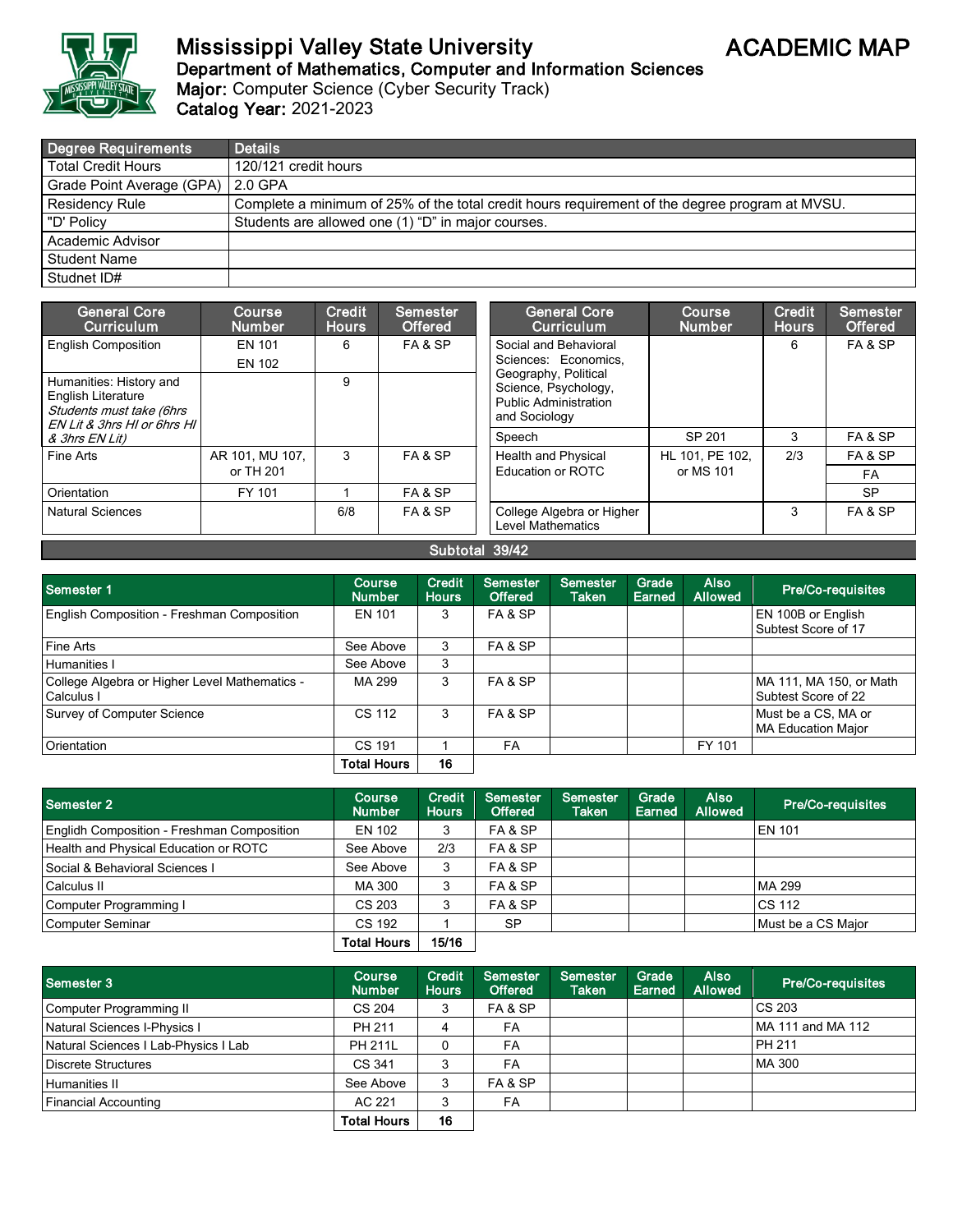# Mississippi Valley State University

## Department of Mathematics, Computer and Information Sciences

**Major:** Computer Science (Cyber Security Track)

**Catalog Year:** 2021-2023

# ACADEMIC MAP

| Degree Requirements | Details |
|---|---|
| Total Credit Hours | 120/121 credit hours |
| Grade Point Average (GPA) | 2.0 GPA |
| Residency Rule | Complete a minimum of 25% of the total credit hours requirement of the degree program at MVSU. |
| "D' Policy | Students are allowed one (1) "D" in major courses. |
| Academic Advisor | |
| Student Name | |
| Studnet ID# | |

| General Core Curriculum | Course Number | Credit Hours | Semester Offered |
|---|---|---|---|
| English Composition | EN 101<br>EN 102 | 6 | FA & SP |
| Humanities: History and English Literature<br>*Students must take (6hrs EN Lit & 3hrs HI or 6hrs HI & 3hrs EN Lit)* | | 9 | |
| Fine Arts | AR 101, MU 107, or TH 201 | 3 | FA & SP |
| Orientation | FY 101 | 1 | FA & SP |
| Natural Sciences | | 6/8 | FA & SP |
| Social and Behavioral Sciences: Economics, Geography, Political Science, Psychology, Public Administration and Sociology | | 6 | FA & SP |
| Speech | SP 201 | 3 | FA & SP |
| Health and Physical Education or ROTC | HL 101, PE 102, or MS 101 | 2/3 | FA & SP<br>FA<br>SP |
| College Algebra or Higher Level Mathematics | | 3 | FA & SP |
| **Subtotal 39/42** | | | |

| Semester 1 | Course Number | Credit Hours | Semester Offered | Semester Taken | Grade Earned | Also Allowed | Pre/Co-requisites |
|---|---|---|---|---|---|---|---|
| English Composition - Freshman Composition | EN 101 | 3 | FA & SP | | | | EN 100B or English Subtest Score of 17 |
| Fine Arts | See Above | 3 | FA & SP | | | | |
| Humanities I | See Above | 3 | | | | | |
| College Algebra or Higher Level Mathematics - Calculus I | MA 299 | 3 | FA & SP | | | | MA 111, MA 150, or Math Subtest Score of 22 |
| Survey of Computer Science | CS 112 | 3 | FA & SP | | | | Must be a CS, MA or MA Education Major |
| Orientation | CS 191 | 1 | FA | | | FY 101 | |
| | **Total Hours** | **16** | | | | | |

| Semester 2 | Course Number | Credit Hours | Semester Offered | Semester Taken | Grade Earned | Also Allowed | Pre/Co-requisites |
|---|---|---|---|---|---|---|---|
| Englidh Composition - Freshman Composition | EN 102 | 3 | FA & SP | | | | EN 101 |
| Health and Physical Education or ROTC | See Above | 2/3 | FA & SP | | | | |
| Social & Behavioral Sciences I | See Above | 3 | FA & SP | | | | |
| Calculus II | MA 300 | 3 | FA & SP | | | | MA 299 |
| Computer Programming I | CS 203 | 3 | FA & SP | | | | CS 112 |
| Computer Seminar | CS 192 | 1 | SP | | | | Must be a CS Major |
| | **Total Hours** | **15/16** | | | | | |

| Semester 3 | Course Number | Credit Hours | Semester Offered | Semester Taken | Grade Earned | Also Allowed | Pre/Co-requisites |
|---|---|---|---|---|---|---|---|
| Computer Programming II | CS 204 | 3 | FA & SP | | | | CS 203 |
| Natural Sciences I-Physics I | PH 211 | 4 | FA | | | | MA 111 and MA 112 |
| Natural Sciences I Lab-Physics I Lab | PH 211L | 0 | FA | | | | PH 211 |
| Discrete Structures | CS 341 | 3 | FA | | | | MA 300 |
| Humanities II | See Above | 3 | FA & SP | | | | |
| Financial Accounting | AC 221 | 3 | FA | | | | |
| | **Total Hours** | **16** | | | | | |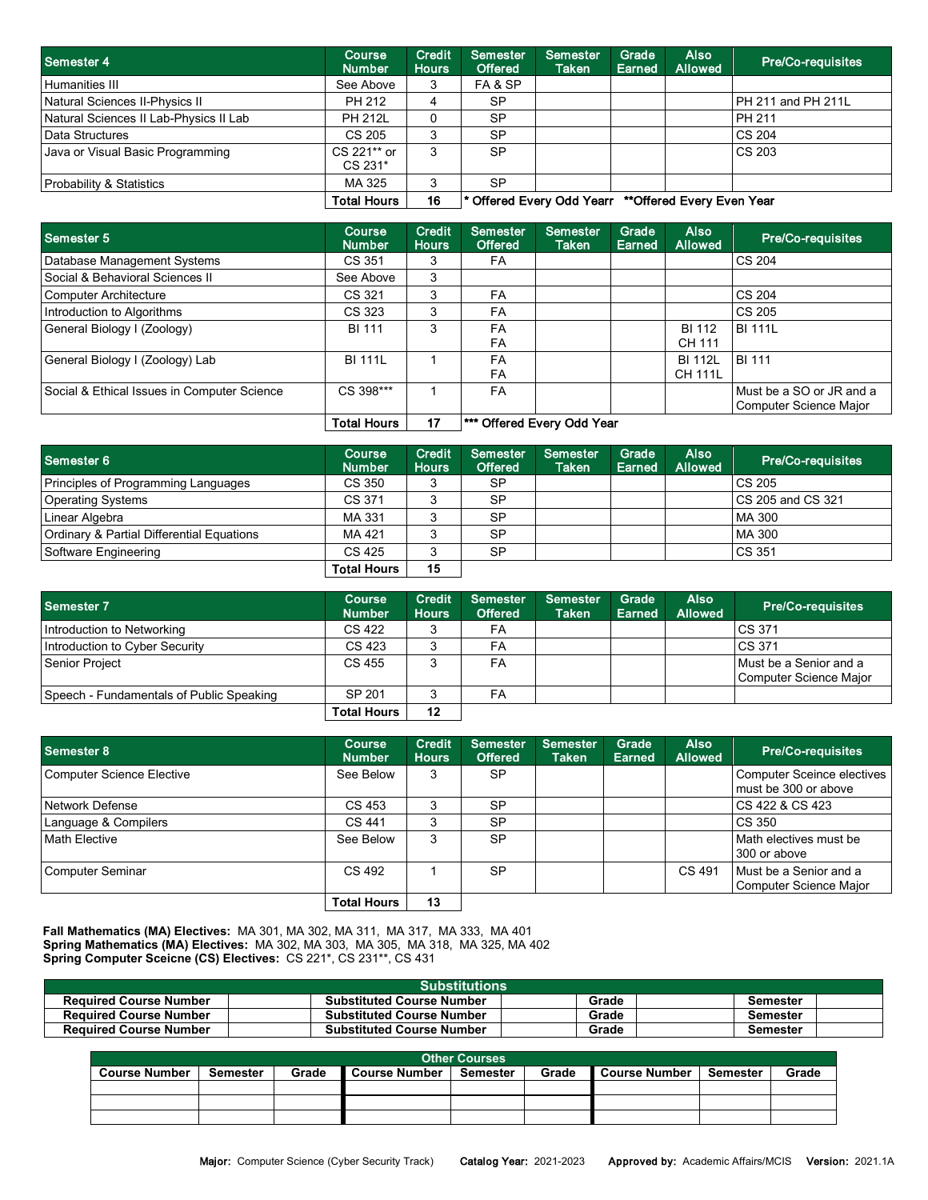| Semester 4 | Course Number | Credit Hours | Semester Offered | Semester Taken | Grade Earned | Also Allowed | Pre/Co-requisites |
|---|---|---|---|---|---|---|---|
| Humanities III | See Above | 3 | FA & SP | | | | |
| Natural Sciences II-Physics II | PH 212 | 4 | SP | | | | PH 211 and PH 211L |
| Natural Sciences II Lab-Physics II Lab | PH 212L | 0 | SP | | | | PH 211 |
| Data Structures | CS 205 | 3 | SP | | | | CS 204 |
| Java or Visual Basic Programming | CS 221** or CS 231* | 3 | SP | | | | CS 203 |
| Probability & Statistics | MA 325 | 3 | SP | | | | |
| | Total Hours | 16 | * Offered Every Odd Yearr **Offered Every Even Year | | | | |

| Semester 5 | Course Number | Credit Hours | Semester Offered | Semester Taken | Grade Earned | Also Allowed | Pre/Co-requisites |
|---|---|---|---|---|---|---|---|
| Database Management Systems | CS 351 | 3 | FA | | | | CS 204 |
| Social & Behavioral Sciences II | See Above | 3 | | | | | |
| Computer Architecture | CS 321 | 3 | FA | | | | CS 204 |
| Introduction to Algorithms | CS 323 | 3 | FA | | | | CS 205 |
| General Biology I (Zoology) | BI 111 | 3 | FA FA | | | BI 112 CH 111 | BI 111L |
| General Biology I (Zoology) Lab | BI 111L | 1 | FA FA | | | BI 112L CH 111L | BI 111 |
| Social & Ethical Issues in Computer Science | CS 398*** | 1 | FA | | | | Must be a SO or JR and a Computer Science Major |
| | Total Hours | 17 | *** Offered Every Odd Year | | | | |

| Semester 6 | Course Number | Credit Hours | Semester Offered | Semester Taken | Grade Earned | Also Allowed | Pre/Co-requisites |
|---|---|---|---|---|---|---|---|
| Principles of Programming Languages | CS 350 | 3 | SP | | | | CS 205 |
| Operating Systems | CS 371 | 3 | SP | | | | CS 205 and CS 321 |
| Linear Algebra | MA 331 | 3 | SP | | | | MA 300 |
| Ordinary & Partial Differential Equations | MA 421 | 3 | SP | | | | MA 300 |
| Software Engineering | CS 425 | 3 | SP | | | | CS 351 |
| | Total Hours | 15 | | | | | |

| Semester 7 | Course Number | Credit Hours | Semester Offered | Semester Taken | Grade Earned | Also Allowed | Pre/Co-requisites |
|---|---|---|---|---|---|---|---|
| Introduction to Networking | CS 422 | 3 | FA | | | | CS 371 |
| Introduction to Cyber Security | CS 423 | 3 | FA | | | | CS 371 |
| Senior Project | CS 455 | 3 | FA | | | | Must be a Senior and a Computer Science Major |
| Speech - Fundamentals of Public Speaking | SP 201 | 3 | FA | | | | |
| | Total Hours | 12 | | | | | |

| Semester 8 | Course Number | Credit Hours | Semester Offered | Semester Taken | Grade Earned | Also Allowed | Pre/Co-requisites |
|---|---|---|---|---|---|---|---|
| Computer Science Elective | See Below | 3 | SP | | | | Computer Sceince electives must be 300 or above |
| Network Defense | CS 453 | 3 | SP | | | | CS 422 & CS 423 |
| Language & Compilers | CS 441 | 3 | SP | | | | CS 350 |
| Math Elective | See Below | 3 | SP | | | | Math electives must be 300 or above |
| Computer Seminar | CS 492 | 1 | SP | | | CS 491 | Must be a Senior and a Computer Science Major |
| | Total Hours | 13 | | | | | |

**Fall Mathematics (MA) Electives:** MA 301, MA 302, MA 311, MA 317, MA 333, MA 401
**Spring Mathematics (MA) Electives:** MA 302, MA 303, MA 305, MA 318, MA 325, MA 402
**Spring Computer Sceicne (CS) Electives:** CS 221*, CS 231**, CS 431

| Substitutions | | | | | | | |
|---|---|---|---|---|---|---|---|
| Required Course Number | | Substituted Course Number | | Grade | | Semester | |
| Required Course Number | | Substituted Course Number | | Grade | | Semester | |
| Required Course Number | | Substituted Course Number | | Grade | | Semester | |

| Other Courses | | | | | | | | |
|---|---|---|---|---|---|---|---|---|
| Course Number | Semester | Grade | Course Number | Semester | Grade | Course Number | Semester | Grade |
| | | | | | | | | |
| | | | | | | | | |
| | | | | | | | | |

**Major:** Computer Science (Cyber Security Track) **Catalog Year:** 2021-2023 **Approved by:** Academic Affairs/MCIS **Version:** 2021.1A